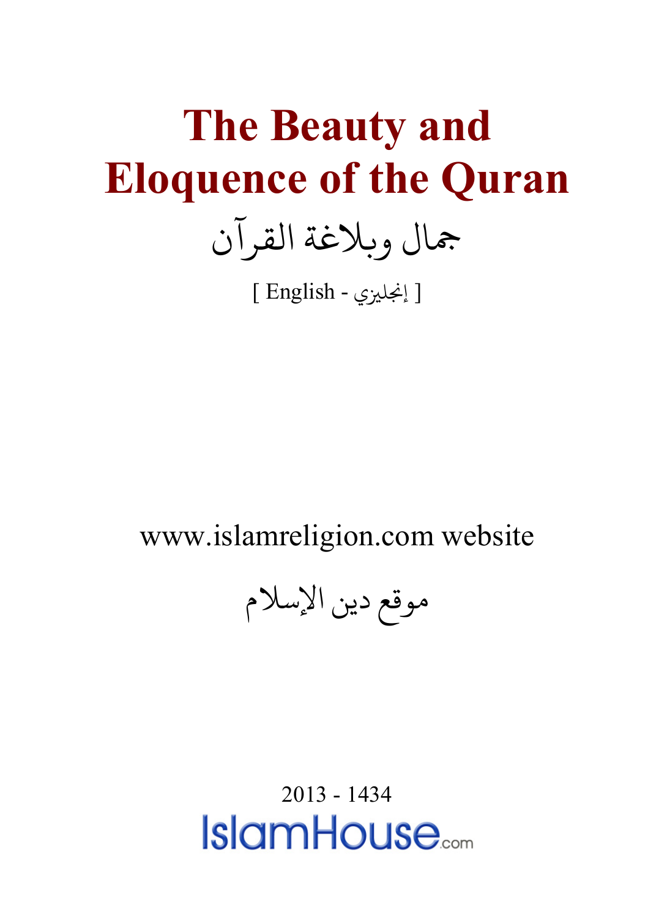# The Beauty and Eloquence of the Quran

# جمال وبلاغة القرآن

[ English - إنجليزي ]

www.islamreligion.com website

موقع دين الإسلام

2013 - 1434

IslamHouse.com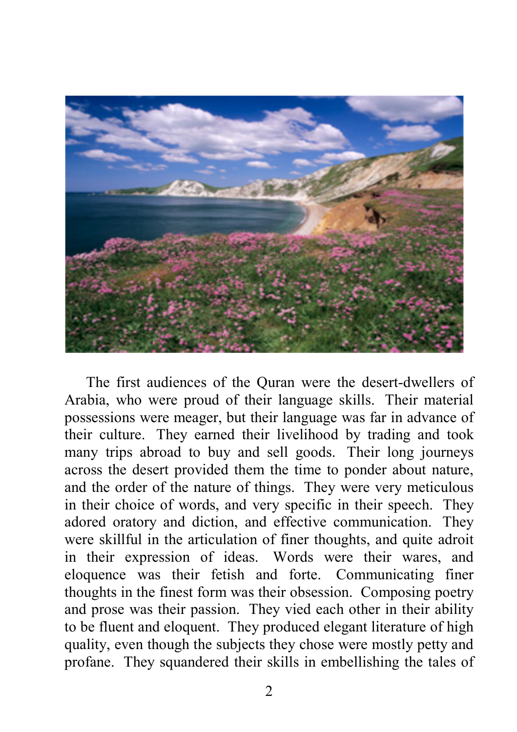The first audiences of the Quran were the desert-dwellers of Arabia, who were proud of their language skills. Their material possessions were meager, but their language was far in advance of their culture. They earned their livelihood by trading and took many trips abroad to buy and sell goods. Their long journeys across the desert provided them the time to ponder about nature, and the order of the nature of things. They were very meticulous in their choice of words, and very specific in their speech. They adored oratory and diction, and effective communication. They were skillful in the articulation of finer thoughts, and quite adroit in their expression of ideas. Words were their wares, and eloquence was their fetish and forte. Communicating finer thoughts in the finest form was their obsession. Composing poetry and prose was their passion. They vied each other in their ability to be fluent and eloquent. They produced elegant literature of high quality, even though the subjects they chose were mostly petty and profane. They squandered their skills in embellishing the tales of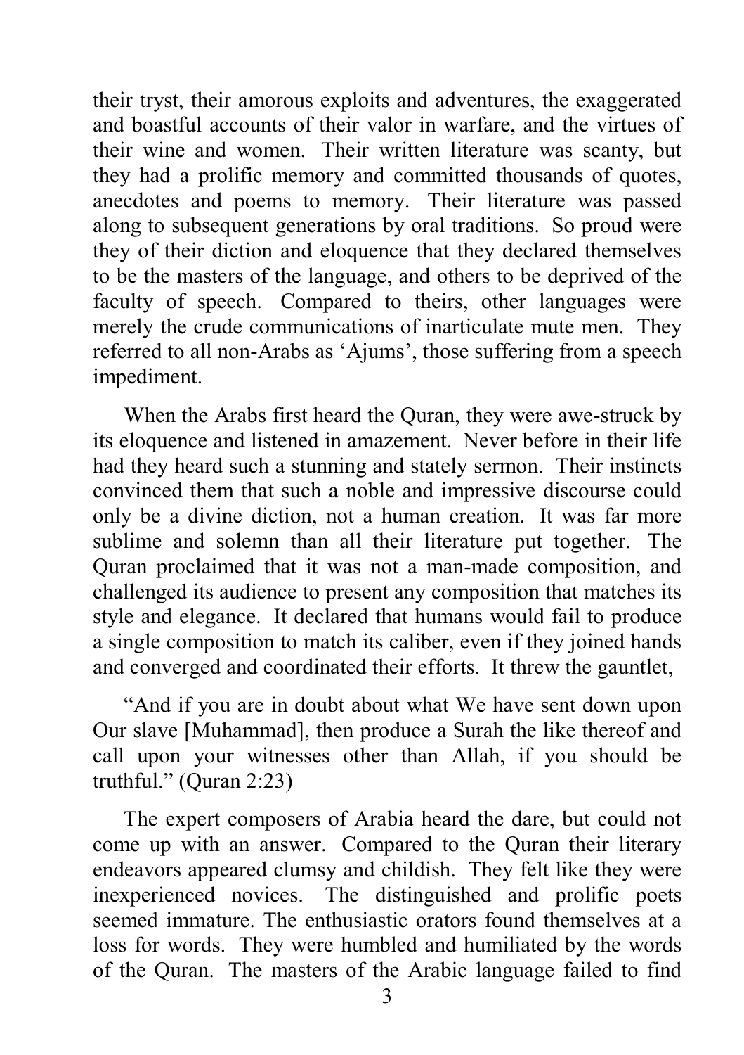their tryst, their amorous exploits and adventures, the exaggerated and boastful accounts of their valor in warfare, and the virtues of their wine and women. Their written literature was scanty, but they had a prolific memory and committed thousands of quotes, anecdotes and poems to memory. Their literature was passed along to subsequent generations by oral traditions. So proud were they of their diction and eloquence that they declared themselves to be the masters of the language, and others to be deprived of the faculty of speech. Compared to theirs, other languages were merely the crude communications of inarticulate mute men. They referred to all non-Arabs as 'Ajums', those suffering from a speech impediment.

When the Arabs first heard the Quran, they were awe-struck by its eloquence and listened in amazement. Never before in their life had they heard such a stunning and stately sermon. Their instincts convinced them that such a noble and impressive discourse could only be a divine diction, not a human creation. It was far more sublime and solemn than all their literature put together. The Quran proclaimed that it was not a man-made composition, and challenged its audience to present any composition that matches its style and elegance. It declared that humans would fail to produce a single composition to match its caliber, even if they joined hands and converged and coordinated their efforts. It threw the gauntlet,

"And if you are in doubt about what We have sent down upon Our slave [Muhammad], then produce a Surah the like thereof and call upon your witnesses other than Allah, if you should be truthful." (Quran 2:23)

The expert composers of Arabia heard the dare, but could not come up with an answer. Compared to the Quran their literary endeavors appeared clumsy and childish. They felt like they were inexperienced novices. The distinguished and prolific poets seemed immature. The enthusiastic orators found themselves at a loss for words. They were humbled and humiliated by the words of the Quran. The masters of the Arabic language failed to find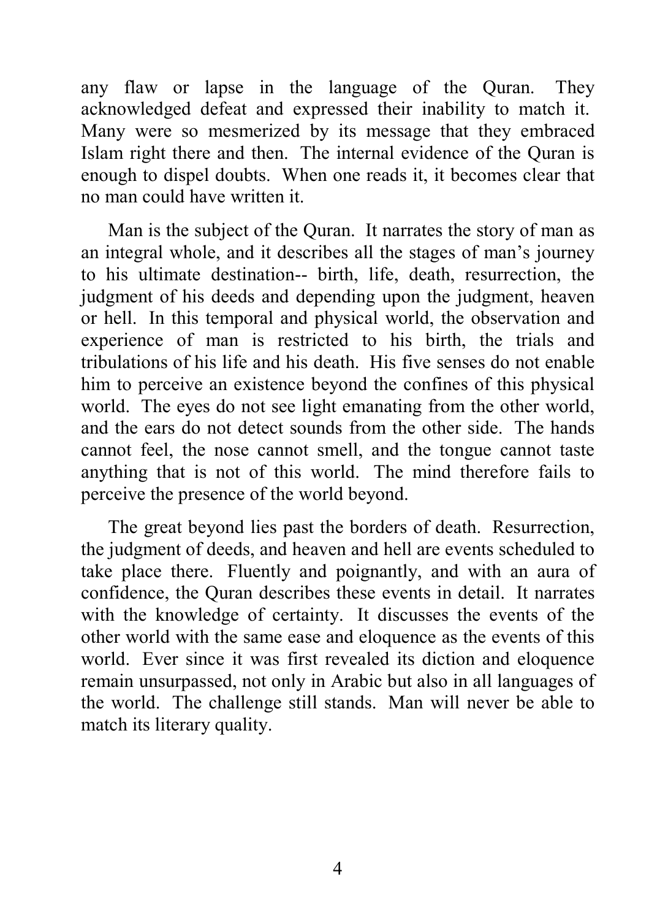any flaw or lapse in the language of the Quran. They acknowledged defeat and expressed their inability to match it. Many were so mesmerized by its message that they embraced Islam right there and then. The internal evidence of the Quran is enough to dispel doubts. When one reads it, it becomes clear that no man could have written it.

Man is the subject of the Quran. It narrates the story of man as an integral whole, and it describes all the stages of man's journey to his ultimate destination-- birth, life, death, resurrection, the judgment of his deeds and depending upon the judgment, heaven or hell. In this temporal and physical world, the observation and experience of man is restricted to his birth, the trials and tribulations of his life and his death. His five senses do not enable him to perceive an existence beyond the confines of this physical world. The eyes do not see light emanating from the other world, and the ears do not detect sounds from the other side. The hands cannot feel, the nose cannot smell, and the tongue cannot taste anything that is not of this world. The mind therefore fails to perceive the presence of the world beyond.

The great beyond lies past the borders of death. Resurrection, the judgment of deeds, and heaven and hell are events scheduled to take place there. Fluently and poignantly, and with an aura of confidence, the Quran describes these events in detail. It narrates with the knowledge of certainty. It discusses the events of the other world with the same ease and eloquence as the events of this world. Ever since it was first revealed its diction and eloquence remain unsurpassed, not only in Arabic but also in all languages of the world. The challenge still stands. Man will never be able to match its literary quality.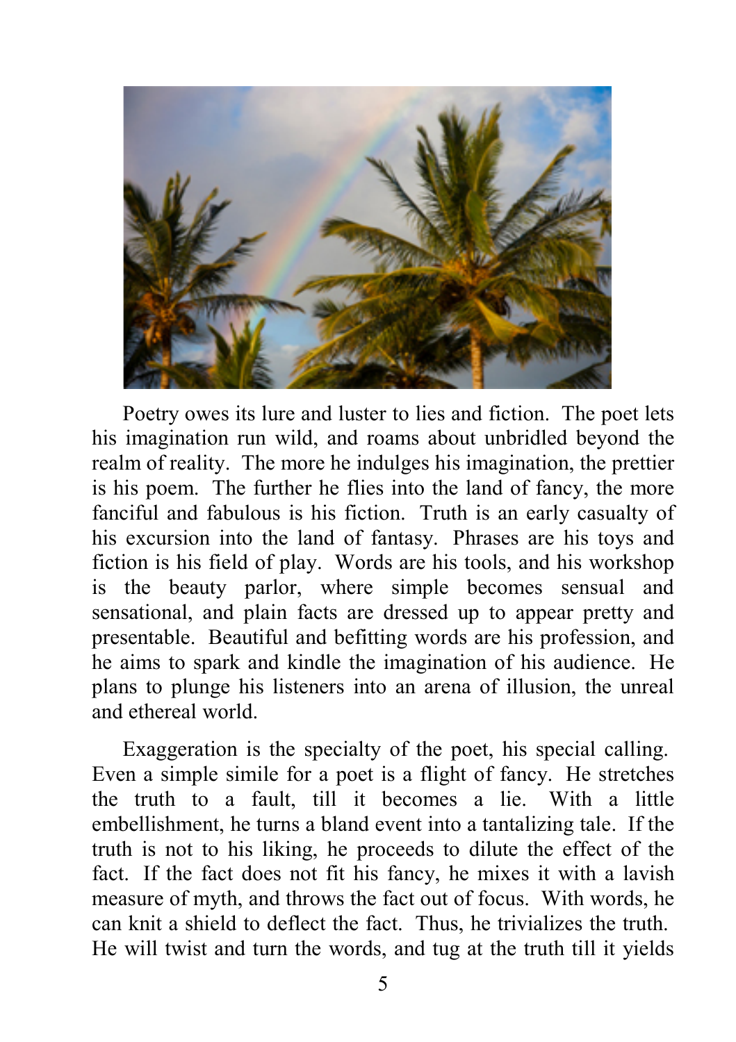Poetry owes its lure and luster to lies and fiction. The poet lets his imagination run wild, and roams about unbridled beyond the realm of reality. The more he indulges his imagination, the prettier is his poem. The further he flies into the land of fancy, the more fanciful and fabulous is his fiction. Truth is an early casualty of his excursion into the land of fantasy. Phrases are his toys and fiction is his field of play. Words are his tools, and his workshop is the beauty parlor, where simple becomes sensual and sensational, and plain facts are dressed up to appear pretty and presentable. Beautiful and befitting words are his profession, and he aims to spark and kindle the imagination of his audience. He plans to plunge his listeners into an arena of illusion, the unreal and ethereal world.

Exaggeration is the specialty of the poet, his special calling. Even a simple simile for a poet is a flight of fancy. He stretches the truth to a fault, till it becomes a lie. With a little embellishment, he turns a bland event into a tantalizing tale. If the truth is not to his liking, he proceeds to dilute the effect of the fact. If the fact does not fit his fancy, he mixes it with a lavish measure of myth, and throws the fact out of focus. With words, he can knit a shield to deflect the fact. Thus, he trivializes the truth. He will twist and turn the words, and tug at the truth till it yields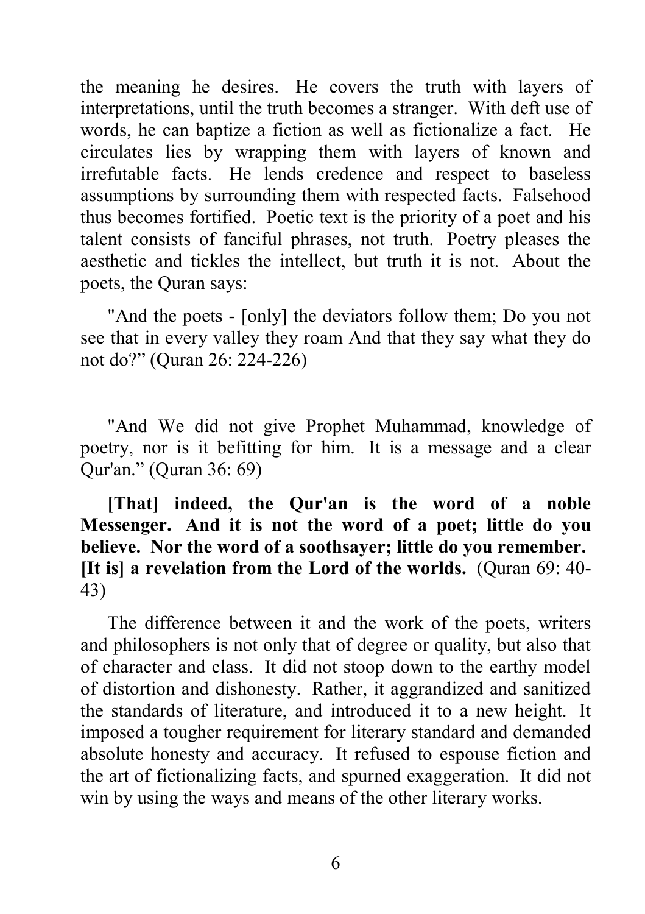the meaning he desires. He covers the truth with layers of interpretations, until the truth becomes a stranger. With deft use of words, he can baptize a fiction as well as fictionalize a fact. He circulates lies by wrapping them with layers of known and irrefutable facts. He lends credence and respect to baseless assumptions by surrounding them with respected facts. Falsehood thus becomes fortified. Poetic text is the priority of a poet and his talent consists of fanciful phrases, not truth. Poetry pleases the aesthetic and tickles the intellect, but truth it is not. About the poets, the Quran says:

"And the poets - [only] the deviators follow them; Do you not see that in every valley they roam And that they say what they do not do?" (Quran 26: 224-226)

"And We did not give Prophet Muhammad, knowledge of poetry, nor is it befitting for him. It is a message and a clear Qur'an." (Quran 36: 69)

**[That] indeed, the Qur'an is the word of a noble Messenger. And it is not the word of a poet; little do you believe. Nor the word of a soothsayer; little do you remember. [It is] a revelation from the Lord of the worlds.** (Quran 69: 40-43)

The difference between it and the work of the poets, writers and philosophers is not only that of degree or quality, but also that of character and class. It did not stoop down to the earthy model of distortion and dishonesty. Rather, it aggrandized and sanitized the standards of literature, and introduced it to a new height. It imposed a tougher requirement for literary standard and demanded absolute honesty and accuracy. It refused to espouse fiction and the art of fictionalizing facts, and spurned exaggeration. It did not win by using the ways and means of the other literary works.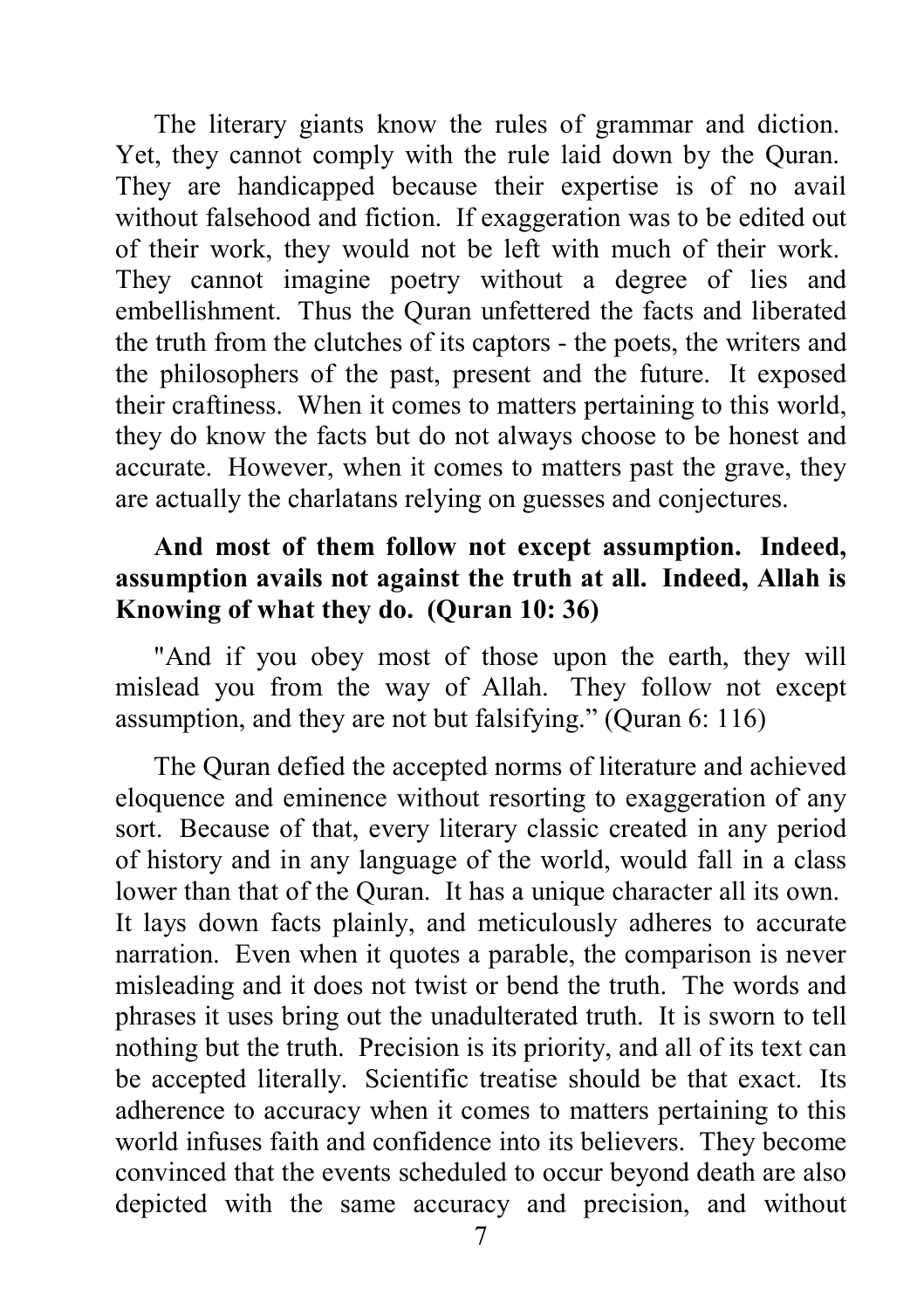The literary giants know the rules of grammar and diction. Yet, they cannot comply with the rule laid down by the Quran. They are handicapped because their expertise is of no avail without falsehood and fiction. If exaggeration was to be edited out of their work, they would not be left with much of their work. They cannot imagine poetry without a degree of lies and embellishment. Thus the Quran unfettered the facts and liberated the truth from the clutches of its captors - the poets, the writers and the philosophers of the past, present and the future. It exposed their craftiness. When it comes to matters pertaining to this world, they do know the facts but do not always choose to be honest and accurate. However, when it comes to matters past the grave, they are actually the charlatans relying on guesses and conjectures.

**And most of them follow not except assumption. Indeed, assumption avails not against the truth at all. Indeed, Allah is Knowing of what they do. (Quran 10: 36)**

"And if you obey most of those upon the earth, they will mislead you from the way of Allah. They follow not except assumption, and they are not but falsifying." (Quran 6: 116)

The Quran defied the accepted norms of literature and achieved eloquence and eminence without resorting to exaggeration of any sort. Because of that, every literary classic created in any period of history and in any language of the world, would fall in a class lower than that of the Quran. It has a unique character all its own. It lays down facts plainly, and meticulously adheres to accurate narration. Even when it quotes a parable, the comparison is never misleading and it does not twist or bend the truth. The words and phrases it uses bring out the unadulterated truth. It is sworn to tell nothing but the truth. Precision is its priority, and all of its text can be accepted literally. Scientific treatise should be that exact. Its adherence to accuracy when it comes to matters pertaining to this world infuses faith and confidence into its believers. They become convinced that the events scheduled to occur beyond death are also depicted with the same accuracy and precision, and without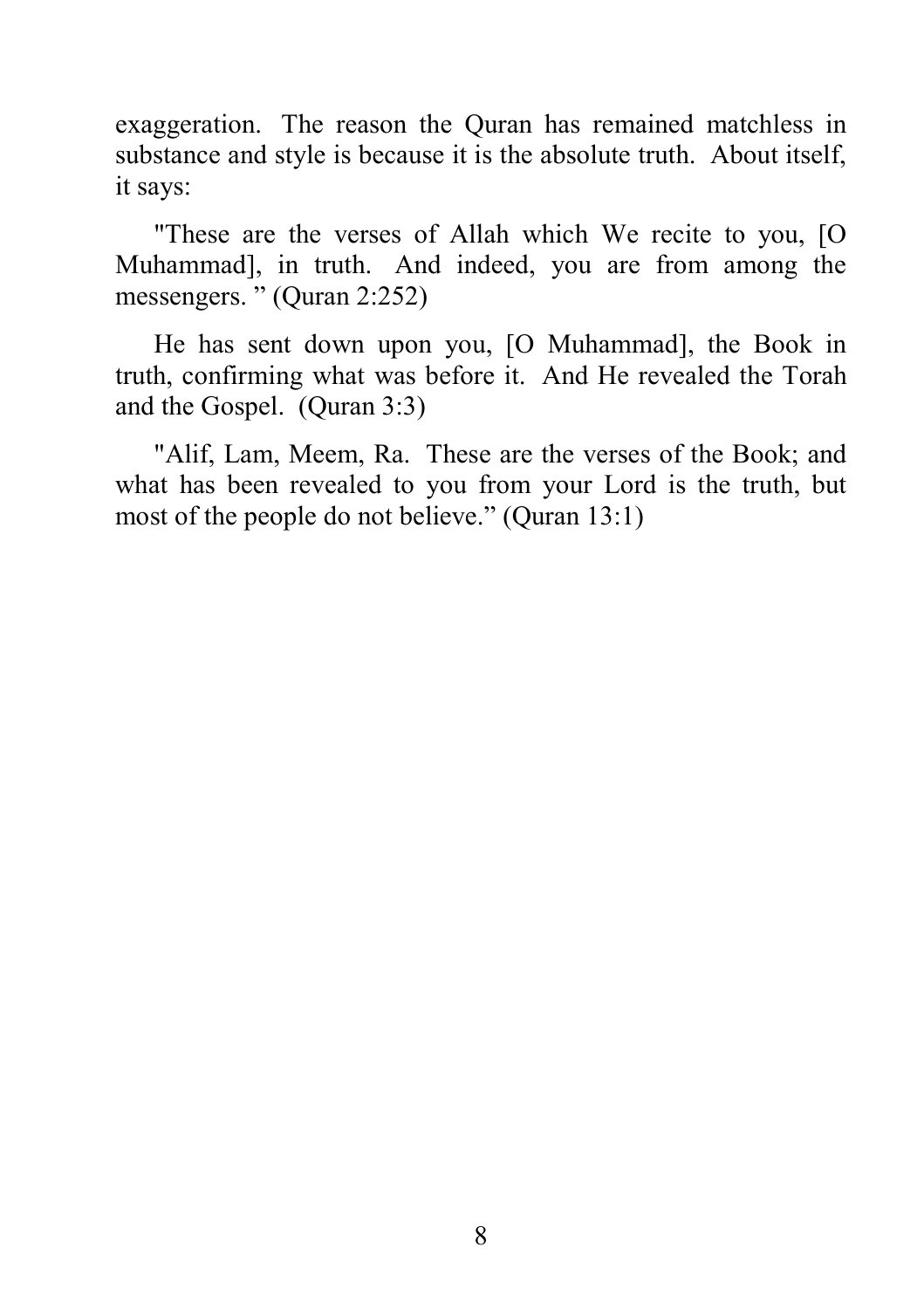exaggeration. The reason the Quran has remained matchless in substance and style is because it is the absolute truth. About itself, it says:

"These are the verses of Allah which We recite to you, [O Muhammad], in truth. And indeed, you are from among the messengers. " (Quran 2:252)

He has sent down upon you, [O Muhammad], the Book in truth, confirming what was before it. And He revealed the Torah and the Gospel. (Quran 3:3)

"Alif, Lam, Meem, Ra. These are the verses of the Book; and what has been revealed to you from your Lord is the truth, but most of the people do not believe." (Quran 13:1)